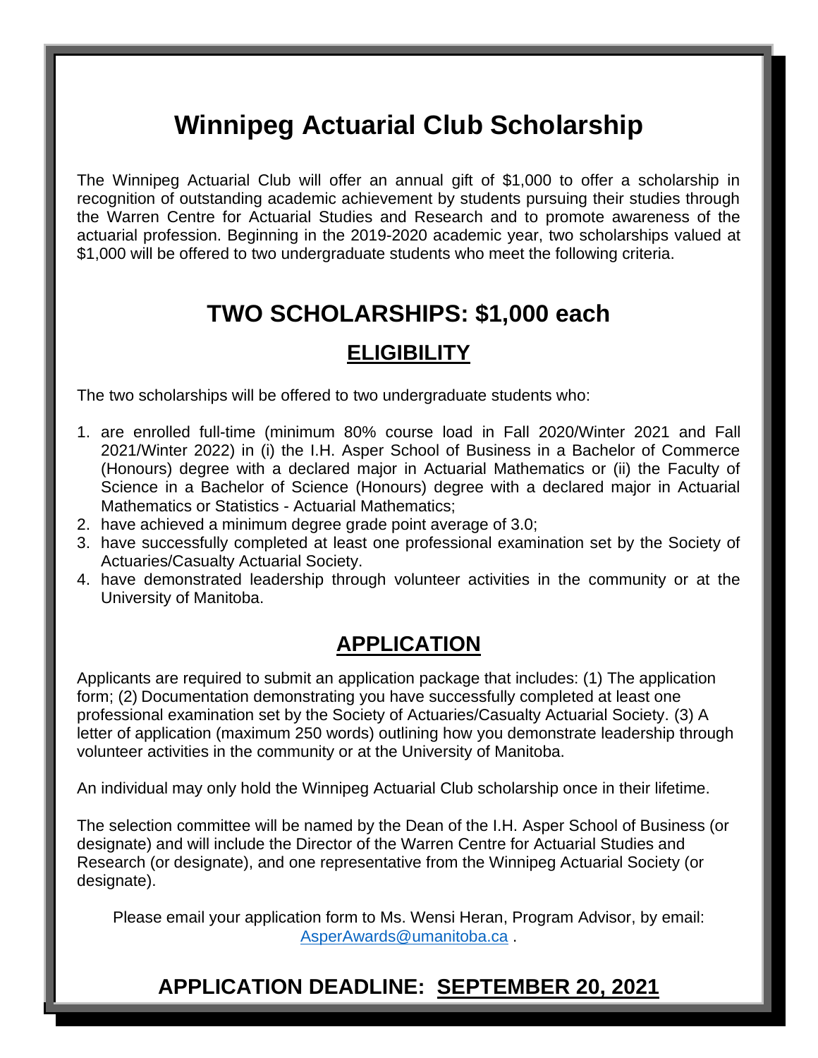# Winnipeg Actuarial Club Scholarship

The Winnipeg Actuarial Club will offer an annual gift of $1,000 to offer a scholarship in recognition of outstanding academic achievement by students pursuing their studies through the Warren Centre for Actuarial Studies and Research and to promote awareness of the actuarial profession. Beginning in the 2019-2020 academic year, two scholarships valued at $1,000 will be offered to two undergraduate students who meet the following criteria.

## TWO SCHOLARSHIPS: $1,000 each

### ELIGIBILITY

The two scholarships will be offered to two undergraduate students who:

1. are enrolled full-time (minimum 80% course load in Fall 2020/Winter 2021 and Fall 2021/Winter 2022) in (i) the I.H. Asper School of Business in a Bachelor of Commerce (Honours) degree with a declared major in Actuarial Mathematics or (ii) the Faculty of Science in a Bachelor of Science (Honours) degree with a declared major in Actuarial Mathematics or Statistics - Actuarial Mathematics;
2. have achieved a minimum degree grade point average of 3.0;
3. have successfully completed at least one professional examination set by the Society of Actuaries/Casualty Actuarial Society.
4. have demonstrated leadership through volunteer activities in the community or at the University of Manitoba.

### APPLICATION

Applicants are required to submit an application package that includes: (1) The application form; (2) Documentation demonstrating you have successfully completed at least one professional examination set by the Society of Actuaries/Casualty Actuarial Society. (3) A letter of application (maximum 250 words) outlining how you demonstrate leadership through volunteer activities in the community or at the University of Manitoba.

An individual may only hold the Winnipeg Actuarial Club scholarship once in their lifetime.

The selection committee will be named by the Dean of the I.H. Asper School of Business (or designate) and will include the Director of the Warren Centre for Actuarial Studies and Research (or designate), and one representative from the Winnipeg Actuarial Society (or designate).

Please email your application form to Ms. Wensi Heran, Program Advisor, by email: AsperAwards@umanitoba.ca .

## APPLICATION DEADLINE: SEPTEMBER 20, 2021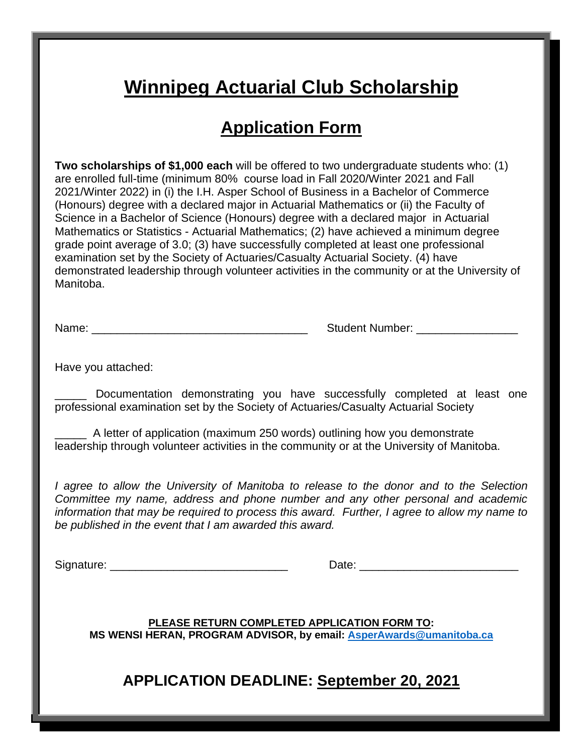# Winnipeg Actuarial Club Scholarship

## Application Form

**Two scholarships of $1,000 each** will be offered to two undergraduate students who: (1) are enrolled full-time (minimum 80% course load in Fall 2020/Winter 2021 and Fall 2021/Winter 2022) in (i) the I.H. Asper School of Business in a Bachelor of Commerce (Honours) degree with a declared major in Actuarial Mathematics or (ii) the Faculty of Science in a Bachelor of Science (Honours) degree with a declared major in Actuarial Mathematics or Statistics - Actuarial Mathematics; (2) have achieved a minimum degree grade point average of 3.0; (3) have successfully completed at least one professional examination set by the Society of Actuaries/Casualty Actuarial Society. (4) have demonstrated leadership through volunteer activities in the community or at the University of Manitoba.

Name: ________________________________ Student Number: _______________

Have you attached:

_____ Documentation demonstrating you have successfully completed at least one professional examination set by the Society of Actuaries/Casualty Actuarial Society

_____ A letter of application (maximum 250 words) outlining how you demonstrate leadership through volunteer activities in the community or at the University of Manitoba.

*I agree to allow the University of Manitoba to release to the donor and to the Selection Committee my name, address and phone number and any other personal and academic information that may be required to process this award. Further, I agree to allow my name to be published in the event that I am awarded this award.*

Signature: ___________________________ Date: ________________________

**PLEASE RETURN COMPLETED APPLICATION FORM TO:**
**MS WENSI HERAN, PROGRAM ADVISOR, by email: AsperAwards@umanitoba.ca**

## APPLICATION DEADLINE: September 20, 2021